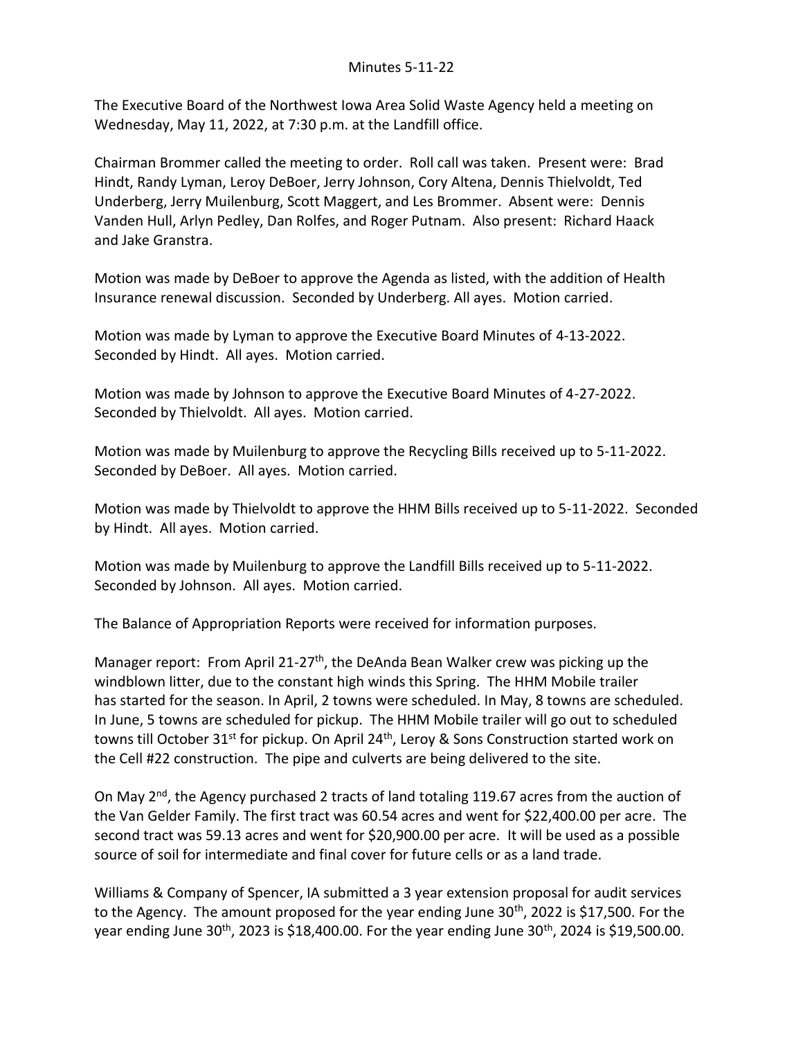# Minutes 5-11-22

The Executive Board of the Northwest Iowa Area Solid Waste Agency held a meeting on Wednesday, May 11, 2022, at 7:30 p.m. at the Landfill office.

Chairman Brommer called the meeting to order. Roll call was taken. Present were: Brad Hindt, Randy Lyman, Leroy DeBoer, Jerry Johnson, Cory Altena, Dennis Thielvoldt, Ted Underberg, Jerry Muilenburg, Scott Maggert, and Les Brommer. Absent were: Dennis Vanden Hull, Arlyn Pedley, Dan Rolfes, and Roger Putnam. Also present: Richard Haack and Jake Granstra.

Motion was made by DeBoer to approve the Agenda as listed, with the addition of Health Insurance renewal discussion. Seconded by Underberg. All ayes. Motion carried.

Motion was made by Lyman to approve the Executive Board Minutes of 4-13-2022. Seconded by Hindt. All ayes. Motion carried.

Motion was made by Johnson to approve the Executive Board Minutes of 4-27-2022. Seconded by Thielvoldt. All ayes. Motion carried.

Motion was made by Muilenburg to approve the Recycling Bills received up to 5-11-2022. Seconded by DeBoer. All ayes. Motion carried.

Motion was made by Thielvoldt to approve the HHM Bills received up to 5-11-2022. Seconded by Hindt. All ayes. Motion carried.

Motion was made by Muilenburg to approve the Landfill Bills received up to 5-11-2022. Seconded by Johnson. All ayes. Motion carried.

The Balance of Appropriation Reports were received for information purposes.

Manager report: From April 21-27th, the DeAnda Bean Walker crew was picking up the windblown litter, due to the constant high winds this Spring. The HHM Mobile trailer has started for the season. In April, 2 towns were scheduled. In May, 8 towns are scheduled. In June, 5 towns are scheduled for pickup. The HHM Mobile trailer will go out to scheduled towns till October 31st for pickup. On April 24th, Leroy & Sons Construction started work on the Cell #22 construction. The pipe and culverts are being delivered to the site.

On May 2nd, the Agency purchased 2 tracts of land totaling 119.67 acres from the auction of the Van Gelder Family. The first tract was 60.54 acres and went for $22,400.00 per acre. The second tract was 59.13 acres and went for $20,900.00 per acre. It will be used as a possible source of soil for intermediate and final cover for future cells or as a land trade.

Williams & Company of Spencer, IA submitted a 3 year extension proposal for audit services to the Agency. The amount proposed for the year ending June 30th, 2022 is $17,500. For the year ending June 30th, 2023 is $18,400.00. For the year ending June 30th, 2024 is $19,500.00.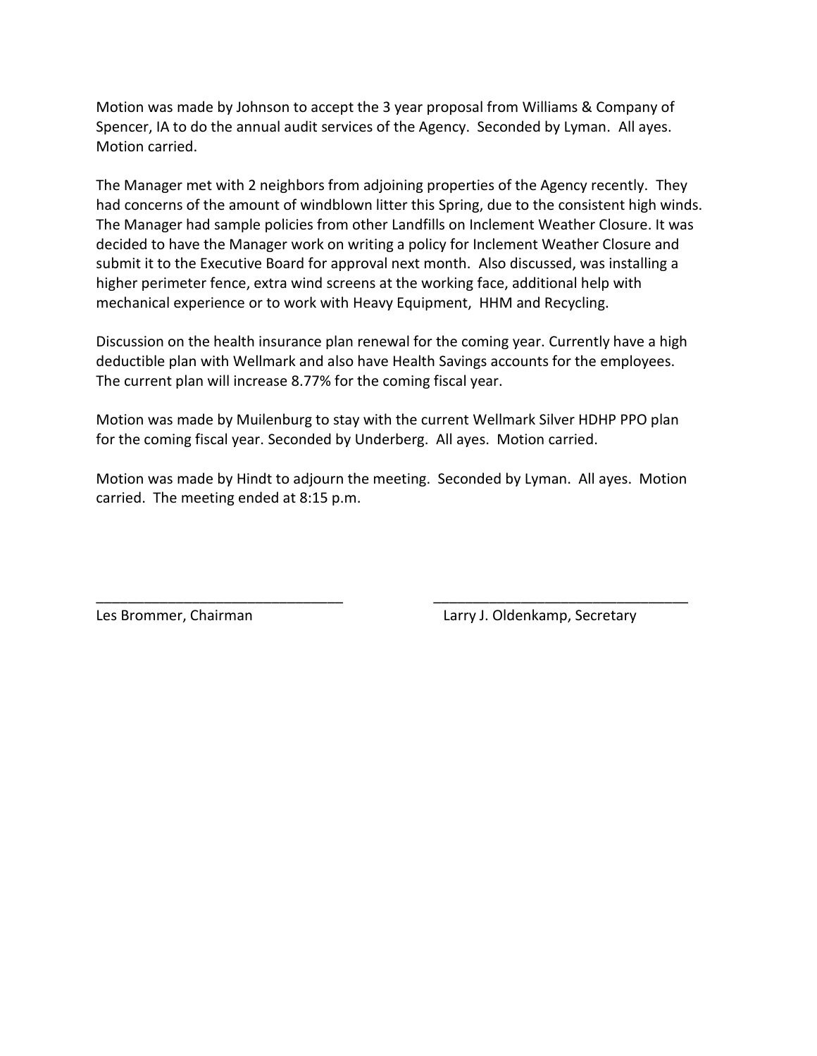Motion was made by Johnson to accept the 3 year proposal from Williams & Company of Spencer, IA to do the annual audit services of the Agency. Seconded by Lyman. All ayes. Motion carried.

The Manager met with 2 neighbors from adjoining properties of the Agency recently. They had concerns of the amount of windblown litter this Spring, due to the consistent high winds. The Manager had sample policies from other Landfills on Inclement Weather Closure. It was decided to have the Manager work on writing a policy for Inclement Weather Closure and submit it to the Executive Board for approval next month. Also discussed, was installing a higher perimeter fence, extra wind screens at the working face, additional help with mechanical experience or to work with Heavy Equipment, HHM and Recycling.

Discussion on the health insurance plan renewal for the coming year. Currently have a high deductible plan with Wellmark and also have Health Savings accounts for the employees. The current plan will increase 8.77% for the coming fiscal year.

Motion was made by Muilenburg to stay with the current Wellmark Silver HDHP PPO plan for the coming fiscal year. Seconded by Underberg. All ayes. Motion carried.

Motion was made by Hindt to adjourn the meeting. Seconded by Lyman. All ayes. Motion carried. The meeting ended at 8:15 p.m.

________________________________ ________________________________

Les Brommer, Chairman Larry J. Oldenkamp, Secretary